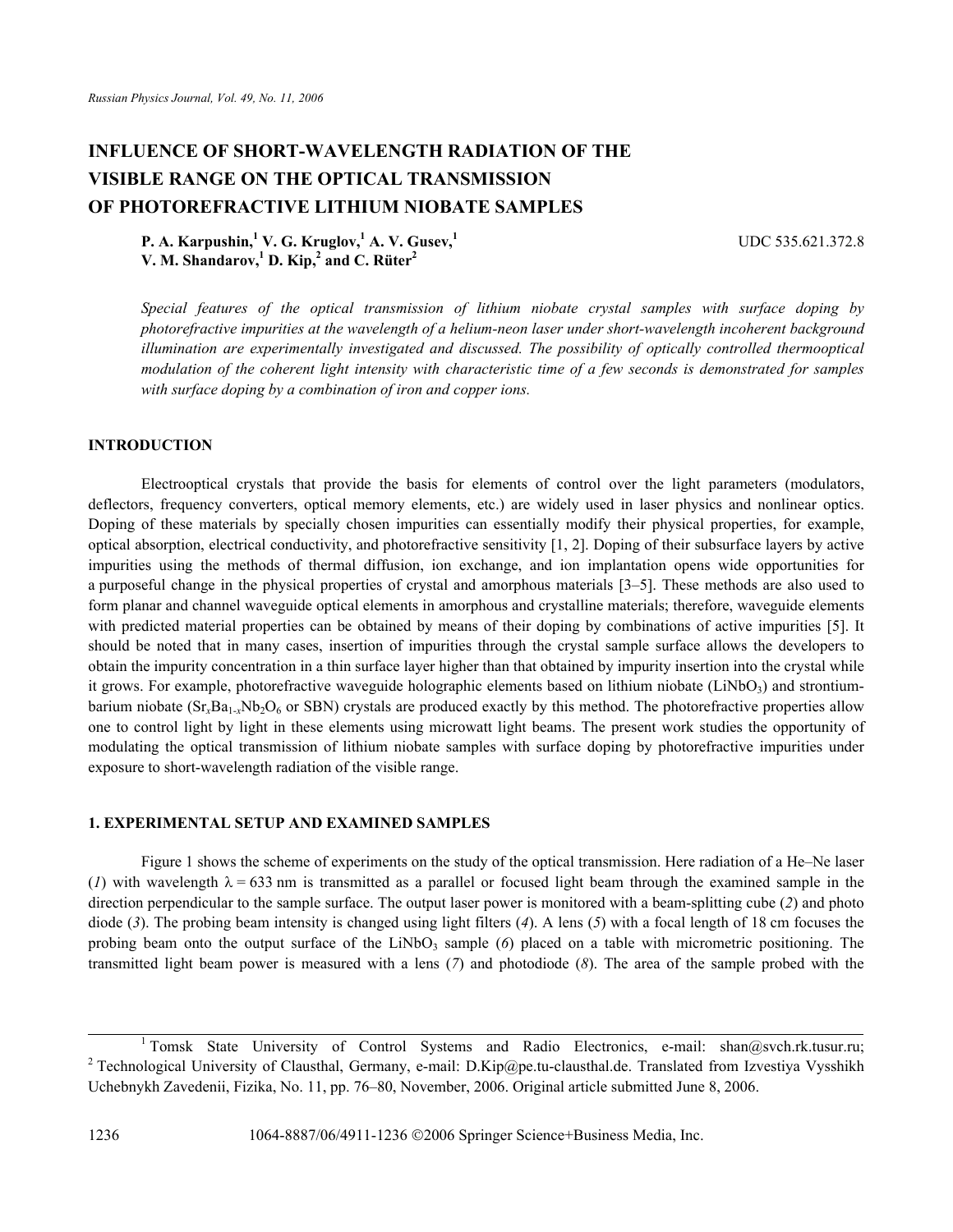# INFLUENCE OF SHORT-WAVELENGTH RADIATION OF THE VISIBLE RANGE ON THE OPTICAL TRANSMISSION OF PHOTOREFRACTIVE LITHIUM NIOBATE SAMPLES

**P. A. Karpushin,[1] V. G. Kruglov,[1] A. V. Gusev,[1] V. M. Shandarov,[1] D. Kip,[2] and C. Rüter[2]**

UDC 535.621.372.8

*Special features of the optical transmission of lithium niobate crystal samples with surface doping by photorefractive impurities at the wavelength of a helium-neon laser under short-wavelength incoherent background illumination are experimentally investigated and discussed. The possibility of optically controlled thermooptical modulation of the coherent light intensity with characteristic time of a few seconds is demonstrated for samples with surface doping by a combination of iron and copper ions.*

## INTRODUCTION

Electrooptical crystals that provide the basis for elements of control over the light parameters (modulators, deflectors, frequency converters, optical memory elements, etc.) are widely used in laser physics and nonlinear optics. Doping of these materials by specially chosen impurities can essentially modify their physical properties, for example, optical absorption, electrical conductivity, and photorefractive sensitivity [1, 2]. Doping of their subsurface layers by active impurities using the methods of thermal diffusion, ion exchange, and ion implantation opens wide opportunities for a purposeful change in the physical properties of crystal and amorphous materials [3–5]. These methods are also used to form planar and channel waveguide optical elements in amorphous and crystalline materials; therefore, waveguide elements with predicted material properties can be obtained by means of their doping by combinations of active impurities [5]. It should be noted that in many cases, insertion of impurities through the crystal sample surface allows the developers to obtain the impurity concentration in a thin surface layer higher than that obtained by impurity insertion into the crystal while it grows. For example, photorefractive waveguide holographic elements based on lithium niobate ($LiNbO_3$) and strontium-barium niobate ($Sr_xBa_{1-x}Nb_2O_6$ or SBN) crystals are produced exactly by this method. The photorefractive properties allow one to control light by light in these elements using microwatt light beams. The present work studies the opportunity of modulating the optical transmission of lithium niobate samples with surface doping by photorefractive impurities under exposure to short-wavelength radiation of the visible range.

## 1. EXPERIMENTAL SETUP AND EXAMINED SAMPLES

Figure 1 shows the scheme of experiments on the study of the optical transmission. Here radiation of a He–Ne laser (*1*) with wavelength $\lambda = 633$ nm is transmitted as a parallel or focused light beam through the examined sample in the direction perpendicular to the sample surface. The output laser power is monitored with a beam-splitting cube (*2*) and photo diode (*3*). The probing beam intensity is changed using light filters (*4*). A lens (*5*) with a focal length of 18 cm focuses the probing beam onto the output surface of the $LiNbO_3$ sample (*6*) placed on a table with micrometric positioning. The transmitted light beam power is measured with a lens (*7*) and photodiode (*8*). The area of the sample probed with the

---

[1] Tomsk State University of Control Systems and Radio Electronics, e-mail: shan@svch.rk.tusur.ru; [2] Technological University of Clausthal, Germany, e-mail: D.Kip@pe.tu-clausthal.de. Translated from Izvestiya Vysshikh Uchebnykh Zavedenii, Fizika, No. 11, pp. 76–80, November, 2006. Original article submitted June 8, 2006.

1064-8887/06/4911-1236 ©2006 Springer Science+Business Media, Inc.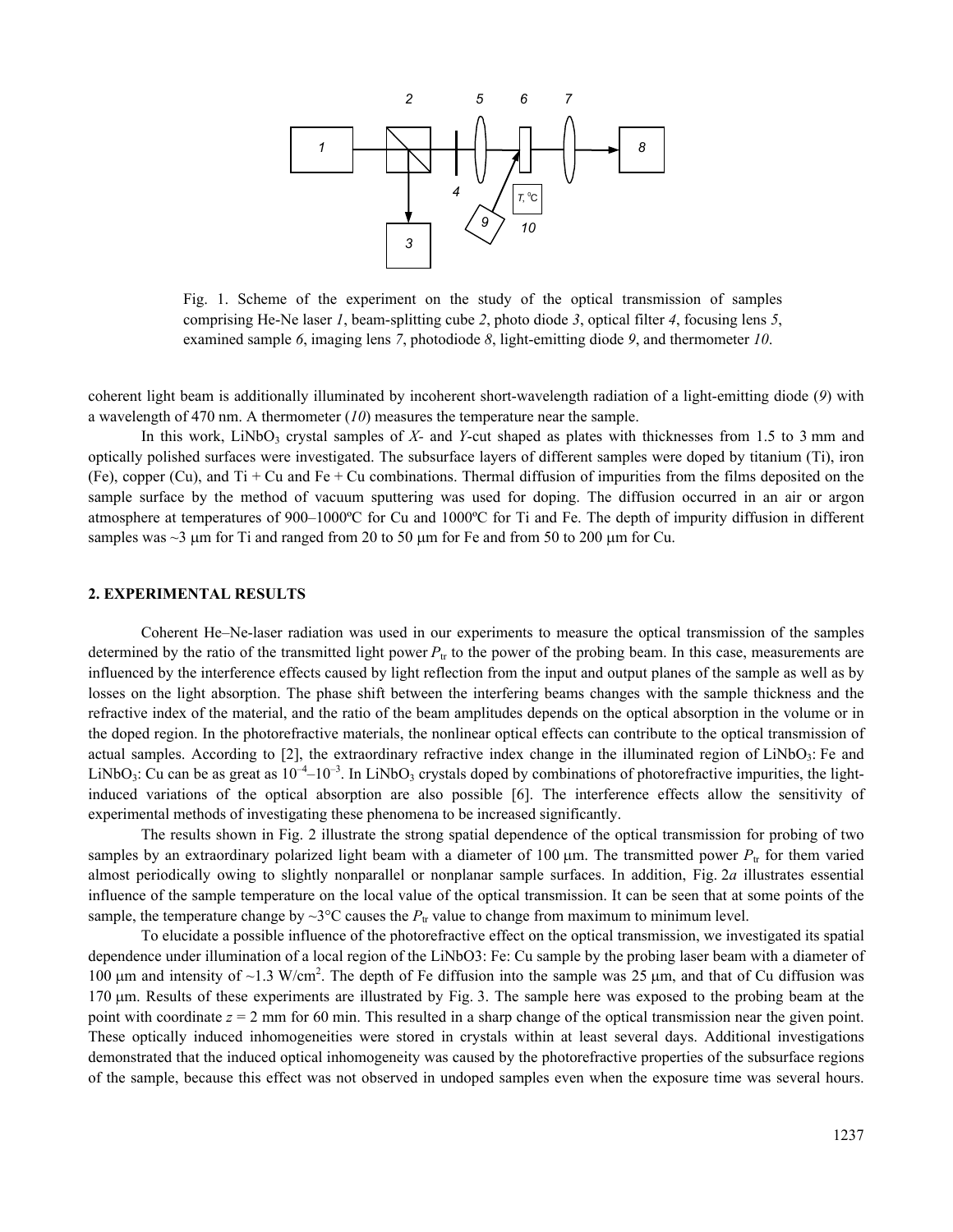Fig. 1. Scheme of the experiment on the study of the optical transmission of samples comprising He-Ne laser *1*, beam-splitting cube *2*, photo diode *3*, optical filter *4*, focusing lens *5*, examined sample *6*, imaging lens *7*, photodiode *8*, light-emitting diode *9*, and thermometer *10*.

coherent light beam is additionally illuminated by incoherent short-wavelength radiation of a light-emitting diode (*9*) with a wavelength of 470 nm. A thermometer (*10*) measures the temperature near the sample.

In this work, $LiNbO_3$ crystal samples of *X*- and *Y*-cut shaped as plates with thicknesses from 1.5 to 3 mm and optically polished surfaces were investigated. The subsurface layers of different samples were doped by titanium (Ti), iron (Fe), copper (Cu), and Ti + Cu and Fe + Cu combinations. Thermal diffusion of impurities from the films deposited on the sample surface by the method of vacuum sputtering was used for doping. The diffusion occurred in an air or argon atmosphere at temperatures of 900–1000ºC for Cu and 1000ºC for Ti and Fe. The depth of impurity diffusion in different samples was ~3 μm for Ti and ranged from 20 to 50 μm for Fe and from 50 to 200 μm for Cu.

## 2. EXPERIMENTAL RESULTS

Coherent He–Ne-laser radiation was used in our experiments to measure the optical transmission of the samples determined by the ratio of the transmitted light power $P_{tr}$ to the power of the probing beam. In this case, measurements are influenced by the interference effects caused by light reflection from the input and output planes of the sample as well as by losses on the light absorption. The phase shift between the interfering beams changes with the sample thickness and the refractive index of the material, and the ratio of the beam amplitudes depends on the optical absorption in the volume or in the doped region. In the photorefractive materials, the nonlinear optical effects can contribute to the optical transmission of actual samples. According to [2], the extraordinary refractive index change in the illuminated region of $LiNbO_3$: Fe and $LiNbO_3$: Cu can be as great as $10^{-4}$–$10^{-3}$. In $LiNbO_3$ crystals doped by combinations of photorefractive impurities, the light-induced variations of the optical absorption are also possible [6]. The interference effects allow the sensitivity of experimental methods of investigating these phenomena to be increased significantly.

The results shown in Fig. 2 illustrate the strong spatial dependence of the optical transmission for probing of two samples by an extraordinary polarized light beam with a diameter of 100 μm. The transmitted power $P_{tr}$ for them varied almost periodically owing to slightly nonparallel or nonplanar sample surfaces. In addition, Fig. 2*a* illustrates essential influence of the sample temperature on the local value of the optical transmission. It can be seen that at some points of the sample, the temperature change by ~3°C causes the $P_{tr}$ value to change from maximum to minimum level.

To elucidate a possible influence of the photorefractive effect on the optical transmission, we investigated its spatial dependence under illumination of a local region of the $LiNbO_3$: Fe: Cu sample by the probing laser beam with a diameter of 100 μm and intensity of ~1.3 W/cm$^2$. The depth of Fe diffusion into the sample was 25 μm, and that of Cu diffusion was 170 μm. Results of these experiments are illustrated by Fig. 3. The sample here was exposed to the probing beam at the point with coordinate $z$ = 2 mm for 60 min. This resulted in a sharp change of the optical transmission near the given point. These optically induced inhomogeneities were stored in crystals within at least several days. Additional investigations demonstrated that the induced optical inhomogeneity was caused by the photorefractive properties of the subsurface regions of the sample, because this effect was not observed in undoped samples even when the exposure time was several hours.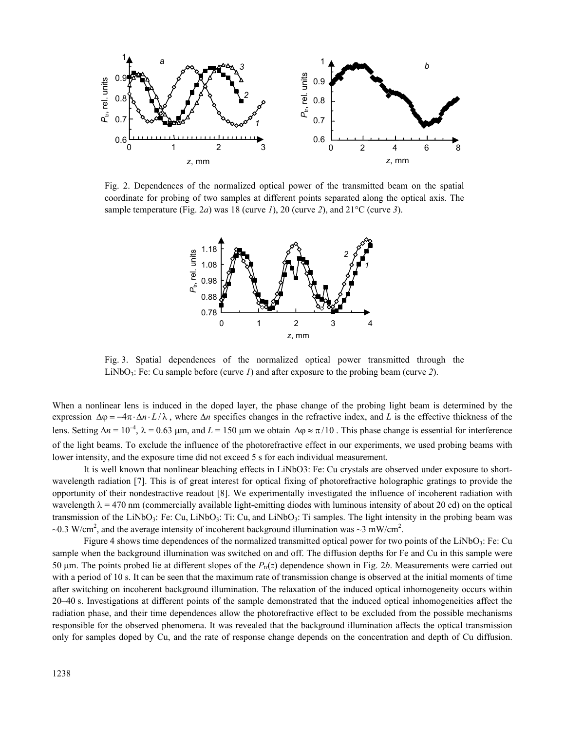Fig. 2. Dependences of the normalized optical power of the transmitted beam on the spatial coordinate for probing of two samples at different points separated along the optical axis. The sample temperature (Fig. 2*a*) was 18 (curve *1*), 20 (curve *2*), and 21°C (curve *3*).

Fig. 3. Spatial dependences of the normalized optical power transmitted through the $LiNbO_3$: Fe: Cu sample before (curve *1*) and after exposure to the probing beam (curve *2*).

When a nonlinear lens is induced in the doped layer, the phase change of the probing light beam is determined by the expression $\Delta\varphi = -4\pi \cdot \Delta n \cdot L / \lambda$, where $\Delta n$ specifies changes in the refractive index, and $L$ is the effective thickness of the lens. Setting $\Delta n = 10^{-4}$, $\lambda = 0.63$ μm, and $L = 150$ μm we obtain $\Delta\varphi \approx \pi/10$. This phase change is essential for interference of the light beams. To exclude the influence of the photorefractive effect in our experiments, we used probing beams with lower intensity, and the exposure time did not exceed 5 s for each individual measurement.

It is well known that nonlinear bleaching effects in LiNbO3: Fe: Cu crystals are observed under exposure to short-wavelength radiation [7]. This is of great interest for optical fixing of photorefractive holographic gratings to provide the opportunity of their nondestractive readout [8]. We experimentally investigated the influence of incoherent radiation with wavelength $\lambda = 470$ nm (commercially available light-emitting diodes with luminous intensity of about 20 cd) on the optical transmission of the $LiNbO_3$: Fe: Cu, $LiNbO_3$: Ti: Cu, and $LiNbO_3$: Ti samples. The light intensity in the probing beam was ~0.3 W/cm$^2$, and the average intensity of incoherent background illumination was ~3 mW/cm$^2$.

Figure 4 shows time dependences of the normalized transmitted optical power for two points of the $LiNbO_3$: Fe: Cu sample when the background illumination was switched on and off. The diffusion depths for Fe and Cu in this sample were 50 μm. The points probed lie at different slopes of the $P_{tr}(z)$ dependence shown in Fig. 2*b*. Measurements were carried out with a period of 10 s. It can be seen that the maximum rate of transmission change is observed at the initial moments of time after switching on incoherent background illumination. The relaxation of the induced optical inhomogeneity occurs within 20–40 s. Investigations at different points of the sample demonstrated that the induced optical inhomogeneities affect the radiation phase, and their time dependences allow the photorefractive effect to be excluded from the possible mechanisms responsible for the observed phenomena. It was revealed that the background illumination affects the optical transmission only for samples doped by Cu, and the rate of response change depends on the concentration and depth of Cu diffusion.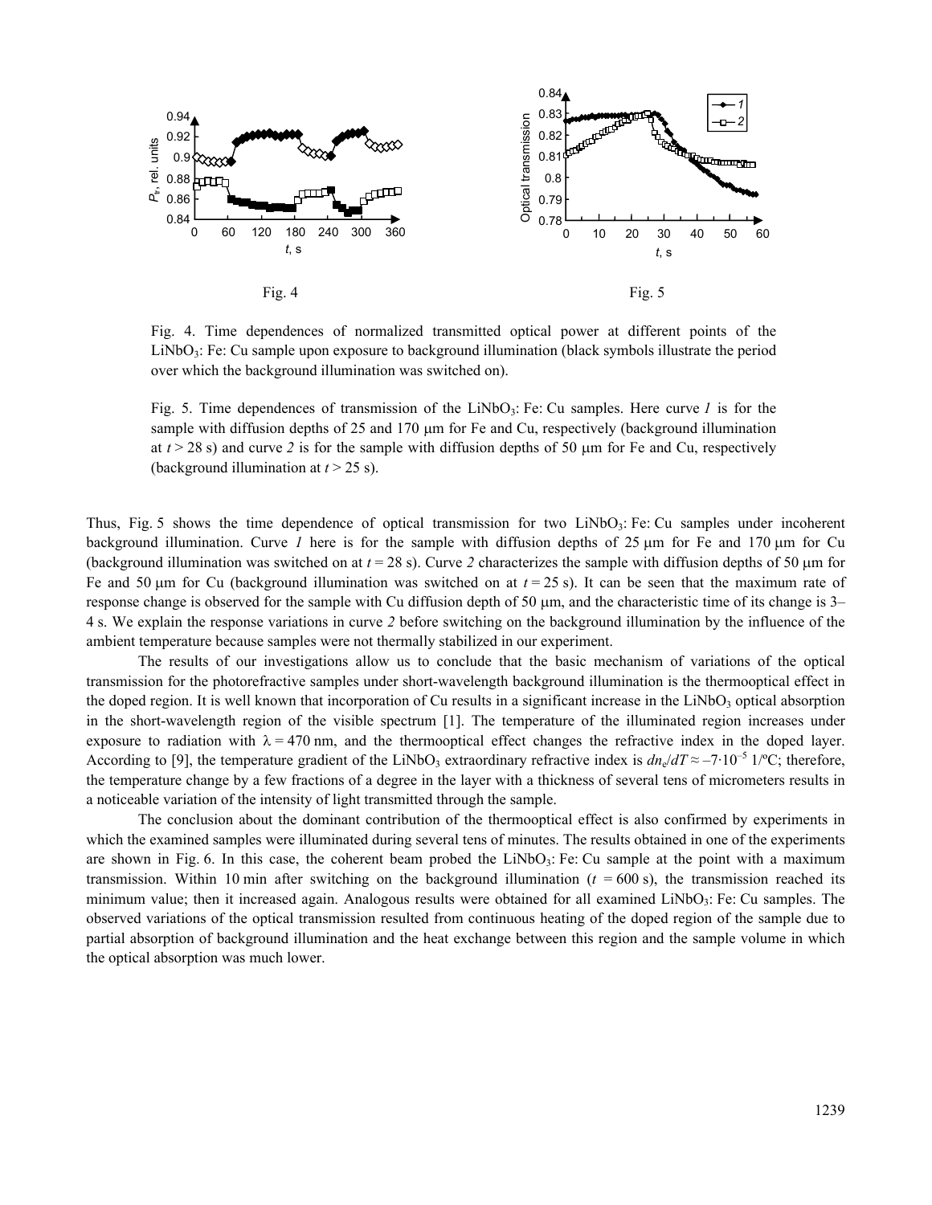Fig. 4

Fig. 5

Fig. 4. Time dependences of normalized transmitted optical power at different points of the $LiNbO_3$: Fe: Cu sample upon exposure to background illumination (black symbols illustrate the period over which the background illumination was switched on).

Fig. 5. Time dependences of transmission of the $LiNbO_3$: Fe: Cu samples. Here curve *1* is for the sample with diffusion depths of 25 and 170 μm for Fe and Cu, respectively (background illumination at $t > 28$ s) and curve *2* is for the sample with diffusion depths of 50 μm for Fe and Cu, respectively (background illumination at $t > 25$ s).

Thus, Fig. 5 shows the time dependence of optical transmission for two $LiNbO_3$: Fe: Cu samples under incoherent background illumination. Curve *1* here is for the sample with diffusion depths of 25 μm for Fe and 170 μm for Cu (background illumination was switched on at $t = 28$ s). Curve *2* characterizes the sample with diffusion depths of 50 μm for Fe and 50 μm for Cu (background illumination was switched on at $t = 25$ s). It can be seen that the maximum rate of response change is observed for the sample with Cu diffusion depth of 50 μm, and the characteristic time of its change is 3–4 s. We explain the response variations in curve *2* before switching on the background illumination by the influence of the ambient temperature because samples were not thermally stabilized in our experiment.

The results of our investigations allow us to conclude that the basic mechanism of variations of the optical transmission for the photorefractive samples under short-wavelength background illumination is the thermooptical effect in the doped region. It is well known that incorporation of Cu results in a significant increase in the $LiNbO_3$ optical absorption in the short-wavelength region of the visible spectrum [1]. The temperature of the illuminated region increases under exposure to radiation with $\lambda = 470$ nm, and the thermooptical effect changes the refractive index in the doped layer. According to [9], the temperature gradient of the $LiNbO_3$ extraordinary refractive index is $dn_e/dT \approx -7\cdot10^{-5}$ 1/ºC; therefore, the temperature change by a few fractions of a degree in the layer with a thickness of several tens of micrometers results in a noticeable variation of the intensity of light transmitted through the sample.

The conclusion about the dominant contribution of the thermooptical effect is also confirmed by experiments in which the examined samples were illuminated during several tens of minutes. The results obtained in one of the experiments are shown in Fig. 6. In this case, the coherent beam probed the $LiNbO_3$: Fe: Cu sample at the point with a maximum transmission. Within 10 min after switching on the background illumination ($t = 600$ s), the transmission reached its minimum value; then it increased again. Analogous results were obtained for all examined $LiNbO_3$: Fe: Cu samples. The observed variations of the optical transmission resulted from continuous heating of the doped region of the sample due to partial absorption of background illumination and the heat exchange between this region and the sample volume in which the optical absorption was much lower.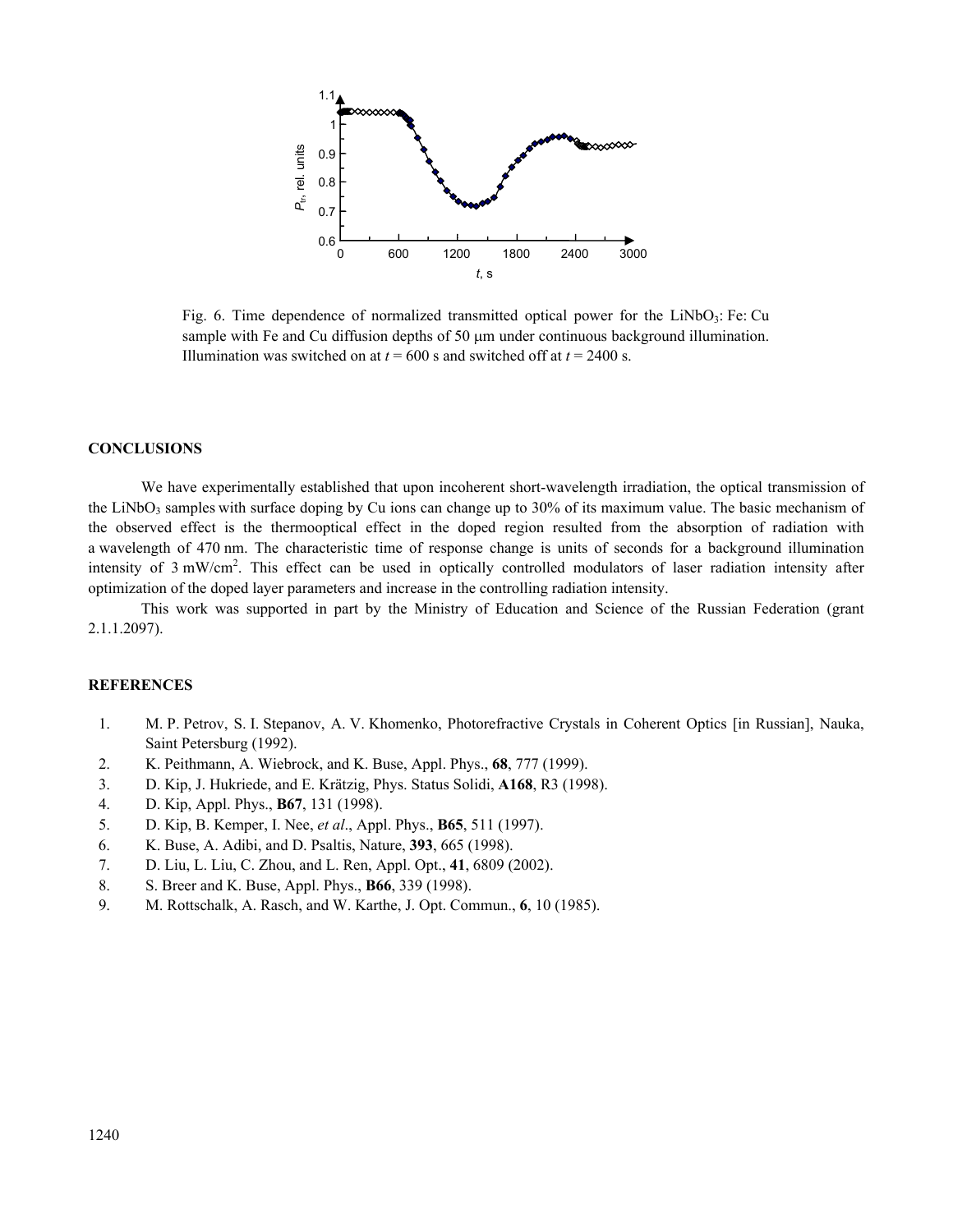1.1

1

0.9

0.8

0.7

0.6

$P_{tr}$, rel. units

0 600 1200 1800 2400 3000

$t$, s

Fig. 6. Time dependence of normalized transmitted optical power for the $LiNbO_3$: Fe: Cu sample with Fe and Cu diffusion depths of 50 μm under continuous background illumination. Illumination was switched on at $t$ = 600 s and switched off at $t$ = 2400 s.

## CONCLUSIONS

We have experimentally established that upon incoherent short-wavelength irradiation, the optical transmission of the $LiNbO_3$ samples with surface doping by Cu ions can change up to 30% of its maximum value. The basic mechanism of the observed effect is the thermooptical effect in the doped region resulted from the absorption of radiation with a wavelength of 470 nm. The characteristic time of response change is units of seconds for a background illumination intensity of 3 mW/cm$^2$. This effect can be used in optically controlled modulators of laser radiation intensity after optimization of the doped layer parameters and increase in the controlling radiation intensity.

This work was supported in part by the Ministry of Education and Science of the Russian Federation (grant 2.1.1.2097).

## REFERENCES

1. M. P. Petrov, S. I. Stepanov, A. V. Khomenko, Photorefractive Crystals in Coherent Optics [in Russian], Nauka, Saint Petersburg (1992).
2. K. Peithmann, A. Wiebrock, and K. Buse, Appl. Phys., **68**, 777 (1999).
3. D. Kip, J. Hukriede, and E. Krätzig, Phys. Status Solidi, **A168**, R3 (1998).
4. D. Kip, Appl. Phys., **B67**, 131 (1998).
5. D. Kip, B. Kemper, I. Nee, *et al*., Appl. Phys., **B65**, 511 (1997).
6. K. Buse, A. Adibi, and D. Psaltis, Nature, **393**, 665 (1998).
7. D. Liu, L. Liu, C. Zhou, and L. Ren, Appl. Opt., **41**, 6809 (2002).
8. S. Breer and K. Buse, Appl. Phys., **B66**, 339 (1998).
9. M. Rottschalk, A. Rasch, and W. Karthe, J. Opt. Commun., **6**, 10 (1985).